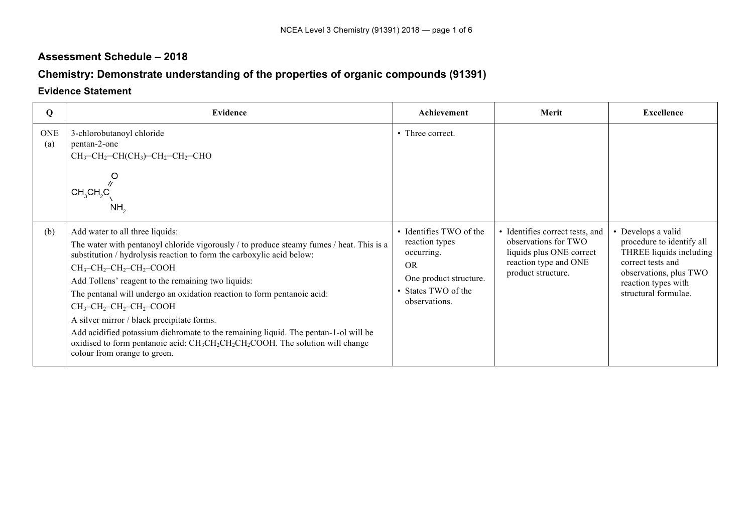## Assessment Schedule – 2018

## Chemistry: Demonstrate understanding of the properties of organic compounds (91391)

### Evidence Statement

| Q | Evidence | Achievement | Merit | Excellence |
|---|---|---|---|---|
| ONE (a) | 3-chlorobutanoyl chloride<br>pentan-2-one<br>$CH_3–CH_2–CH(CH_3)–CH_2–CH_2–CHO$<br>$CH_3CH_2C(=O)NH_2$ | • Three correct. | | |
| (b) | Add water to all three liquids:<br>The water with pentanoyl chloride vigorously / to produce steamy fumes / heat. This is a substitution / hydrolysis reaction to form the carboxylic acid below:<br>$CH_3–CH_2–CH_2–CH_2–COOH$<br>Add Tollens' reagent to the remaining two liquids:<br>The pentanal will undergo an oxidation reaction to form pentanoic acid:<br>$CH_3–CH_2–CH_2–CH_2–COOH$<br>A silver mirror / black precipitate forms.<br>Add acidified potassium dichromate to the remaining liquid. The pentan-1-ol will be oxidised to form pentanoic acid: $CH_3CH_2CH_2CH_2COOH$. The solution will change colour from orange to green. | • Identifies TWO of the reaction types occurring.<br>OR<br>One product structure.<br>• States TWO of the observations. | • Identifies correct tests, and observations for TWO liquids plus ONE correct reaction type and ONE product structure. | • Develops a valid procedure to identify all THREE liquids including correct tests and observations, plus TWO reaction types with structural formulae. |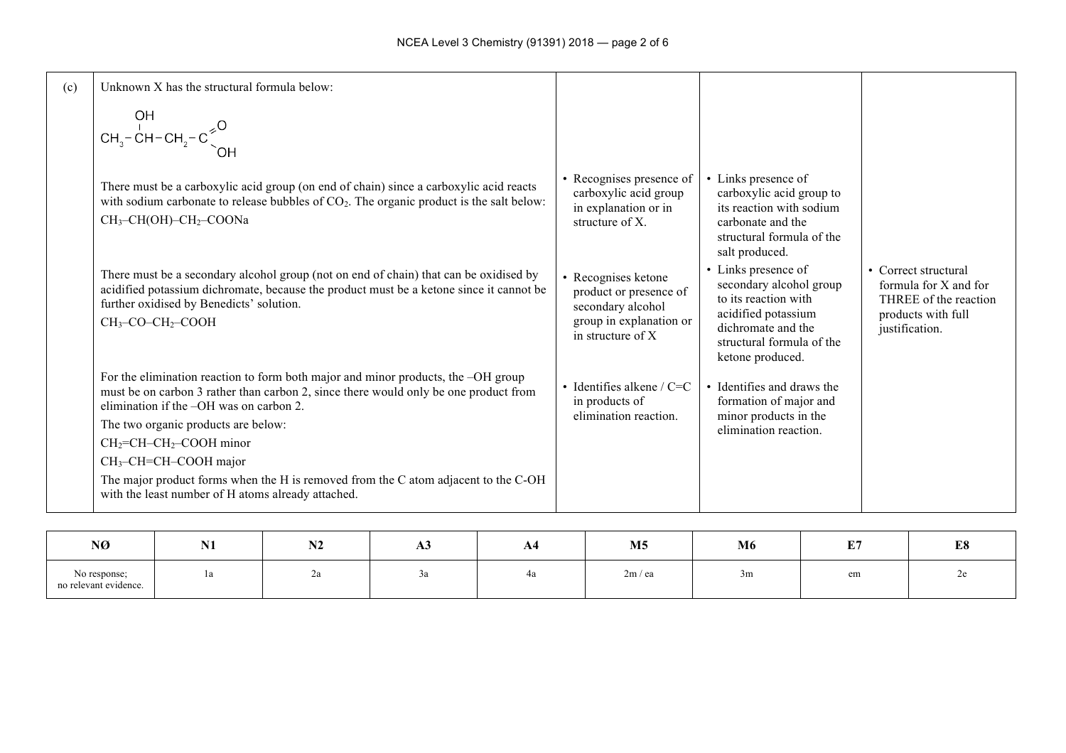| (c) | Unknown X has the structural formula below: | | | |
|---|---|---|---|---|
| | $CH_3-CH(OH)-CH_2-COOH$ | | | |
| | There must be a carboxylic acid group (on end of chain) since a carboxylic acid reacts with sodium carbonate to release bubbles of $CO_2$. The organic product is the salt below: $CH_3–CH(OH)–CH_2–COONa$ | • Recognises presence of carboxylic acid group in explanation or in structure of X. | • Links presence of carboxylic acid group to its reaction with sodium carbonate and the structural formula of the salt produced. | |
| | There must be a secondary alcohol group (not on end of chain) that can be oxidised by acidified potassium dichromate, because the product must be a ketone since it cannot be further oxidised by Benedicts' solution. $CH_3–CO–CH_2–COOH$ | • Recognises ketone product or presence of secondary alcohol group in explanation or in structure of X | • Links presence of secondary alcohol group to its reaction with acidified potassium dichromate and the structural formula of the ketone produced. | • Correct structural formula for X and for THREE of the reaction products with full justification. |
| | For the elimination reaction to form both major and minor products, the –OH group must be on carbon 3 rather than carbon 2, since there would only be one product from elimination if the –OH was on carbon 2. The two organic products are below: $CH_2=CH–CH_2–COOH$ minor; $CH_3–CH=CH–COOH$ major. The major product forms when the H is removed from the C atom adjacent to the C-OH with the least number of H atoms already attached. | • Identifies alkene / C=C in products of elimination reaction. | • Identifies and draws the formation of major and minor products in the elimination reaction. | |

| NØ | N1 | N2 | A3 | A4 | M5 | M6 | E7 | E8 |
|---|---|---|---|---|---|---|---|---|
| No response; no relevant evidence. | 1a | 2a | 3a | 4a | 2m / ea | 3m | em | 2e |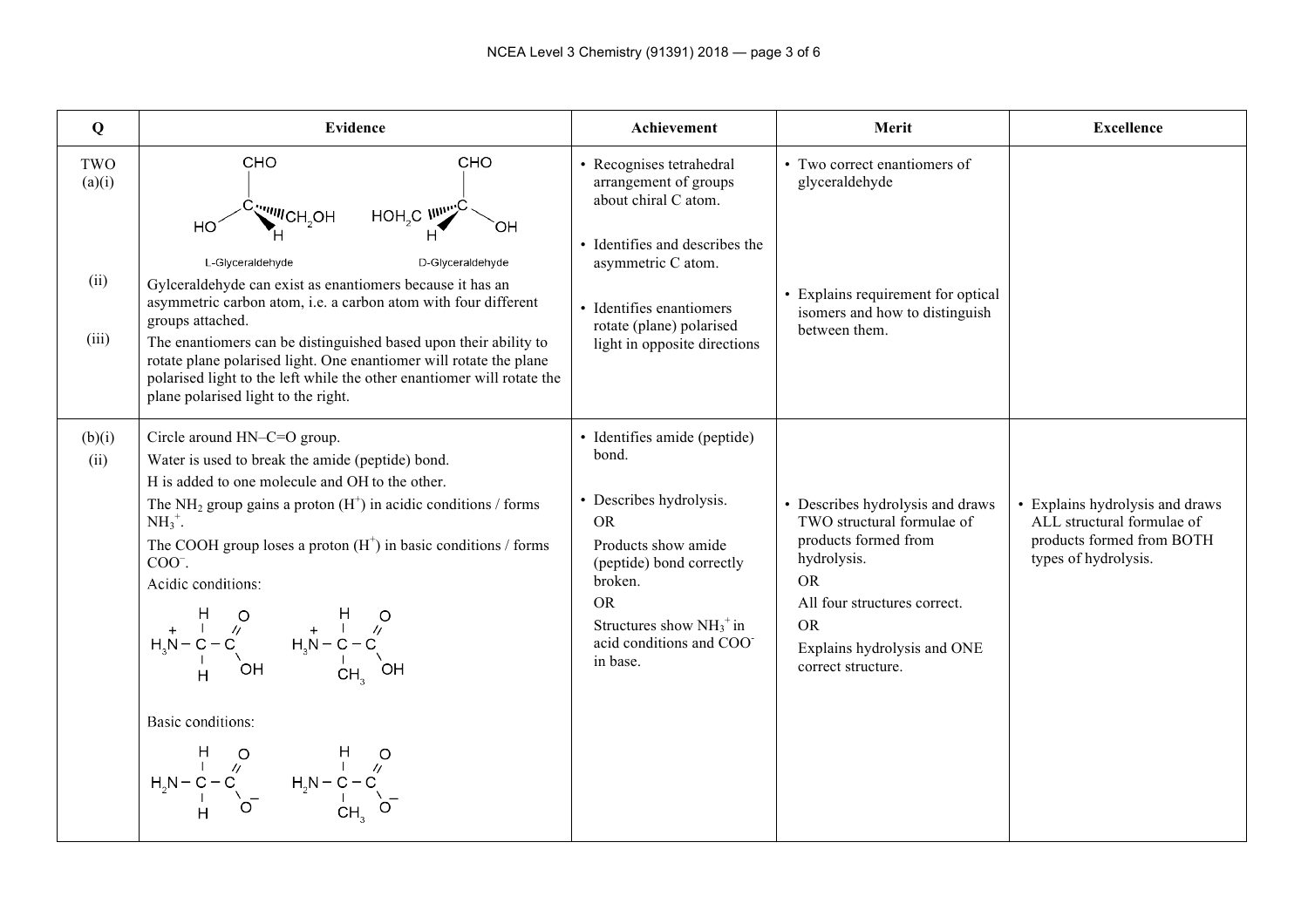| Q | Evidence | Achievement | Merit | Excellence |
|---|---|---|---|---|
| TWO (a)(i) | CHO / C with HO, CH$_2$OH, H — L-Glyceraldehyde; CHO / C with HOH$_2$C, OH, H — D-Glyceraldehyde | • Recognises tetrahedral arrangement of groups about chiral C atom. | • Two correct enantiomers of glyceraldehyde | |
| (ii) | Gylceraldehyde can exist as enantiomers because it has an asymmetric carbon atom, i.e. a carbon atom with four different groups attached. | • Identifies and describes the asymmetric C atom. | • Explains requirement for optical isomers and how to distinguish between them. | |
| (iii) | The enantiomers can be distinguished based upon their ability to rotate plane polarised light. One enantiomer will rotate the plane polarised light to the left while the other enantiomer will rotate the plane polarised light to the right. | • Identifies enantiomers rotate (plane) polarised light in opposite directions | | |
| (b)(i) | Circle around HN–C=O group. | • Identifies amide (peptide) bond. | | |
| (ii) | Water is used to break the amide (peptide) bond.<br>H is added to one molecule and OH to the other.<br>The $NH_2$ group gains a proton ($H^+$) in acidic conditions / forms $NH_3^+$.<br>The COOH group loses a proton ($H^+$) in basic conditions / forms $COO^-$.<br>Acidic conditions:<br>$H_3N^+–CH_2–COOH$ &nbsp;&nbsp; $H_3N^+–CH(CH_3)–COOH$<br>Basic conditions:<br>$H_2N–CH_2–COO^-$ &nbsp;&nbsp; $H_2N–CH(CH_3)–COO^-$ | • Describes hydrolysis.<br>OR<br>Products show amide (peptide) bond correctly broken.<br>OR<br>Structures show $NH_3^+$ in acid conditions and $COO^-$ in base. | • Describes hydrolysis and draws TWO structural formulae of products formed from hydrolysis.<br>OR<br>All four structures correct.<br>OR<br>Explains hydrolysis and ONE correct structure. | • Explains hydrolysis and draws ALL structural formulae of products formed from BOTH types of hydrolysis. |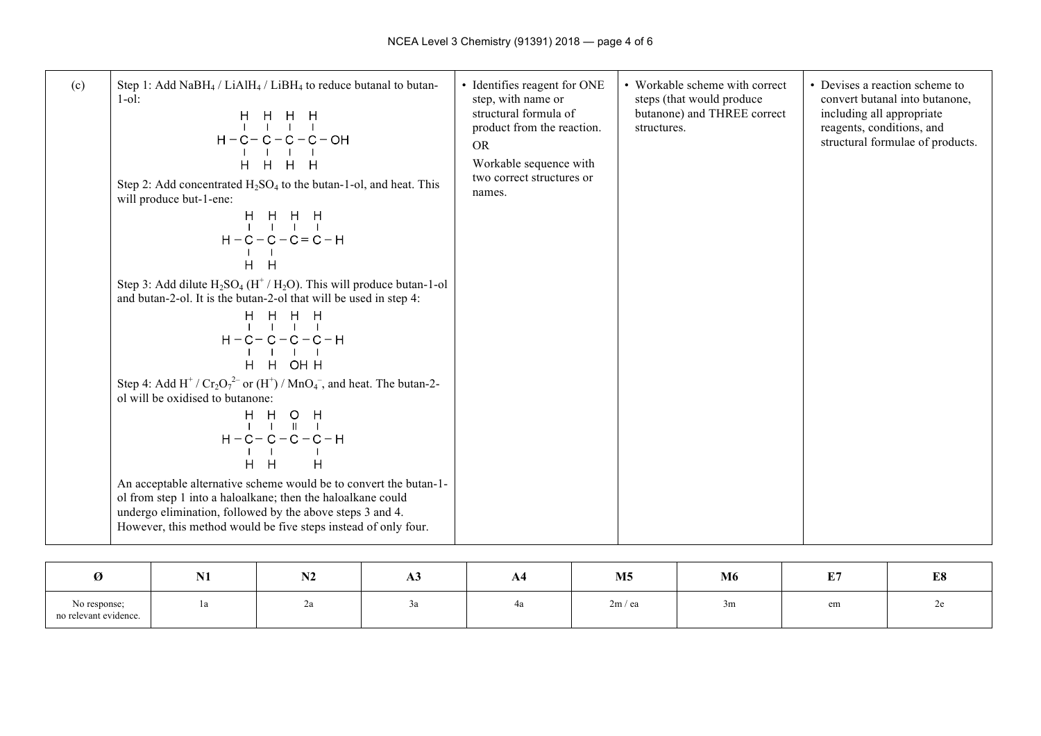| | | | | |
|---|---|---|---|---|
| (c) | Step 1: Add $NaBH_4$ / $LiAlH_4$ / $LiBH_4$ to reduce butanal to butan-1-ol:<br><br>$CH_3CH_2CH_2CH_2OH$<br><br>Step 2: Add concentrated $H_2SO_4$ to the butan-1-ol, and heat. This will produce but-1-ene:<br><br>$CH_3CH_2CH=CH_2$<br><br>Step 3: Add dilute $H_2SO_4$ ($H^+$ / $H_2O$). This will produce butan-1-ol and butan-2-ol. It is the butan-2-ol that will be used in step 4:<br><br>$CH_3CH_2CH(OH)CH_3$<br><br>Step 4: Add $H^+$ / $Cr_2O_7^{2-}$ or ($H^+$) / $MnO_4^-$, and heat. The butan-2-ol will be oxidised to butanone:<br><br>$CH_3CH_2COCH_3$<br><br>An acceptable alternative scheme would be to convert the butan-1-ol from step 1 into a haloalkane; then the haloalkane could undergo elimination, followed by the above steps 3 and 4. However, this method would be five steps instead of only four. | • Identifies reagent for ONE step, with name or structural formula of product from the reaction.<br>OR<br>Workable sequence with two correct structures or names. | • Workable scheme with correct steps (that would produce butanone) and THREE correct structures. | • Devises a reaction scheme to convert butanal into butanone, including all appropriate reagents, conditions, and structural formulae of products. |

| Ø | N1 | N2 | A3 | A4 | M5 | M6 | E7 | E8 |
|---|---|---|---|---|---|---|---|---|
| No response; no relevant evidence. | 1a | 2a | 3a | 4a | 2m / ea | 3m | em | 2e |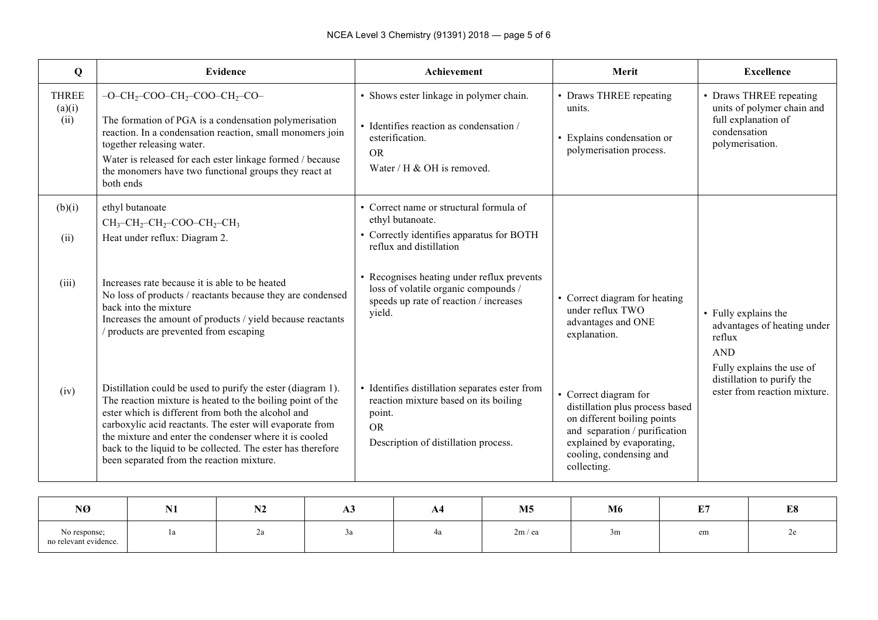| Q | Evidence | Achievement | Merit | Excellence |
|---|---|---|---|---|
| THREE (a)(i) (ii) | $–O–CH_2–COO–CH_2–COO–CH_2–CO–$<br><br>The formation of PGA is a condensation polymerisation reaction. In a condensation reaction, small monomers join together releasing water.<br>Water is released for each ester linkage formed / because the monomers have two functional groups they react at both ends | • Shows ester linkage in polymer chain.<br><br>• Identifies reaction as condensation / esterification.<br>OR<br>Water / H & OH is removed. | • Draws THREE repeating units.<br><br>• Explains condensation or polymerisation process. | • Draws THREE repeating units of polymer chain and full explanation of condensation polymerisation. |
| (b)(i) | ethyl butanoate<br>$CH_3–CH_2–CH_2–COO–CH_2–CH_3$ | • Correct name or structural formula of ethyl butanoate. | | |
| (ii) | Heat under reflux: Diagram 2. | • Correctly identifies apparatus for BOTH reflux and distillation | | |
| (iii) | Increases rate because it is able to be heated<br>No loss of products / reactants because they are condensed back into the mixture<br>Increases the amount of products / yield because reactants / products are prevented from escaping | • Recognises heating under reflux prevents loss of volatile organic compounds / speeds up rate of reaction / increases yield. | • Correct diagram for heating under reflux TWO advantages and ONE explanation. | • Fully explains the advantages of heating under reflux<br>AND<br>Fully explains the use of distillation to purify the ester from reaction mixture. |
| (iv) | Distillation could be used to purify the ester (diagram 1). The reaction mixture is heated to the boiling point of the ester which is different from both the alcohol and carboxylic acid reactants. The ester will evaporate from the mixture and enter the condenser where it is cooled back to the liquid to be collected. The ester has therefore been separated from the reaction mixture. | • Identifies distillation separates ester from reaction mixture based on its boiling point.<br>OR<br>Description of distillation process. | • Correct diagram for distillation plus process based on different boiling points and separation / purification explained by evaporating, cooling, condensing and collecting. | |

| NØ | N1 | N2 | A3 | A4 | M5 | M6 | E7 | E8 |
|---|---|---|---|---|---|---|---|---|
| No response; no relevant evidence. | 1a | 2a | 3a | 4a | 2m / ea | 3m | em | 2e |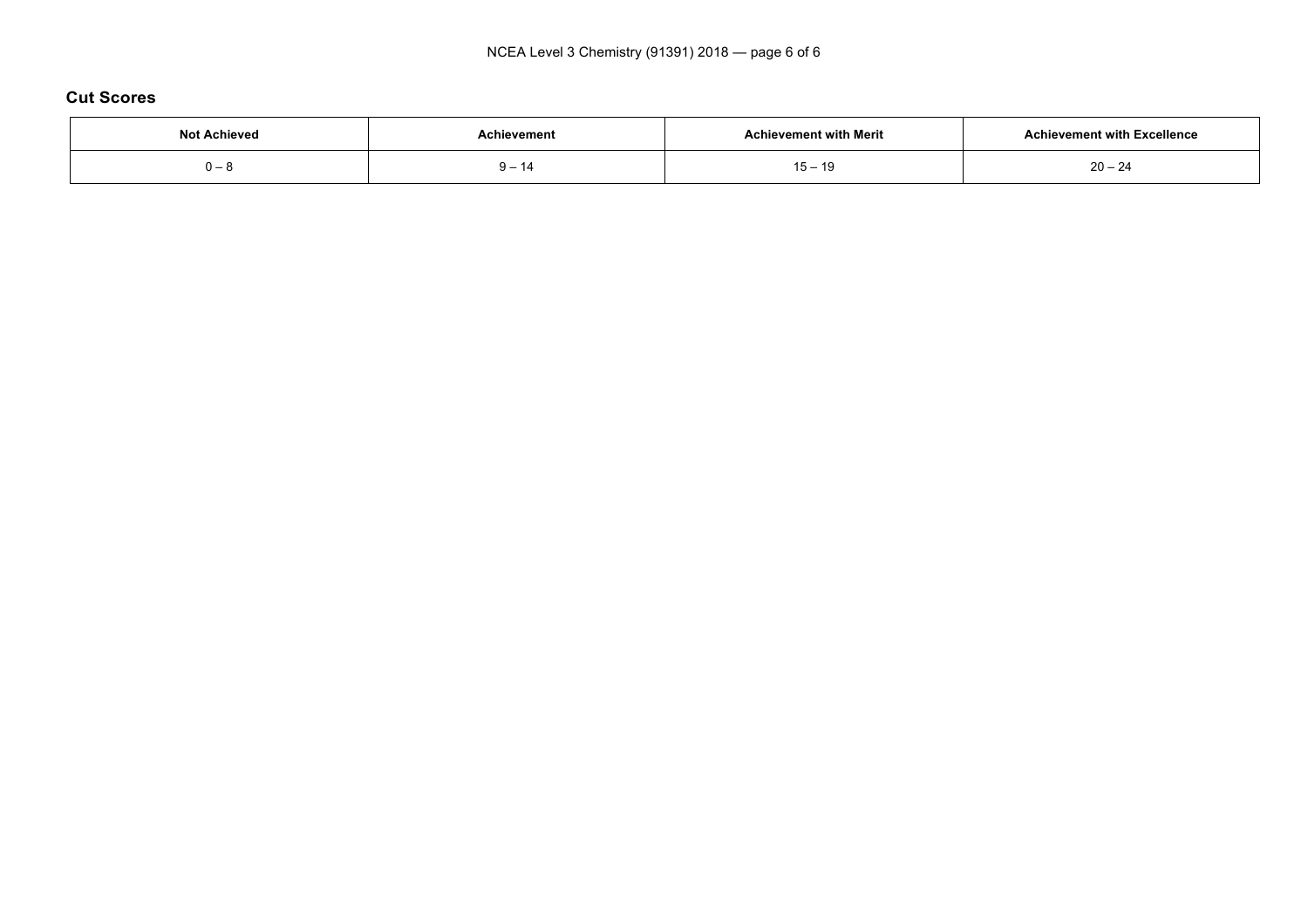## Cut Scores

| Not Achieved | Achievement | Achievement with Merit | Achievement with Excellence |
|---|---|---|---|
| 0 – 8 | 9 – 14 | 15 – 19 | 20 – 24 |